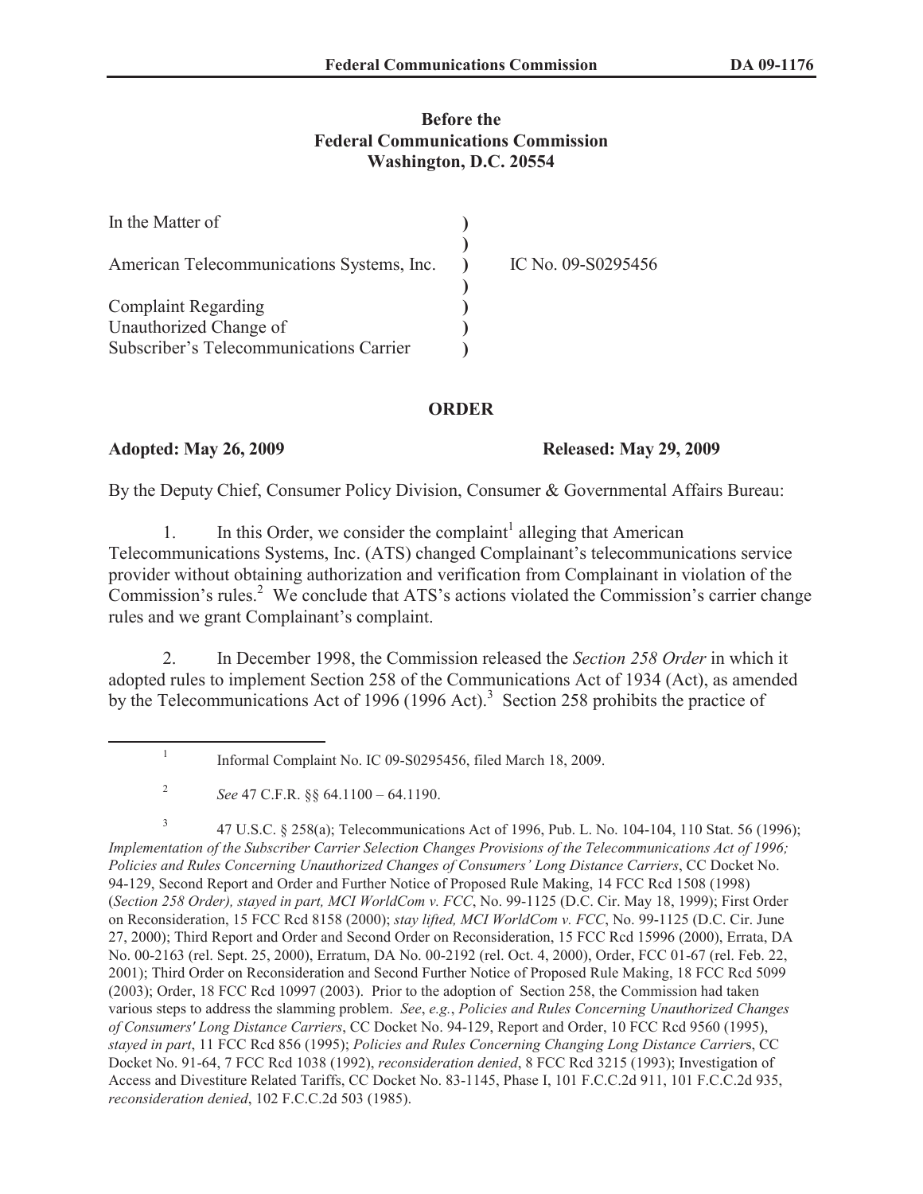**Before the**
**Federal Communications Commission**
**Washington, D.C. 20554**

| | | |
|---|---|---|
| In the Matter of | ) | |
| | ) | |
| American Telecommunications Systems, Inc. | ) | IC No. 09-S0295456 |
| | ) | |
| Complaint Regarding | ) | |
| Unauthorized Change of | ) | |
| Subscriber's Telecommunications Carrier | ) | |

## ORDER

**Adopted: May 26, 2009** **Released: May 29, 2009**

By the Deputy Chief, Consumer Policy Division, Consumer & Governmental Affairs Bureau:

1. In this Order, we consider the complaint[1] alleging that American Telecommunications Systems, Inc. (ATS) changed Complainant's telecommunications service provider without obtaining authorization and verification from Complainant in violation of the Commission's rules.[2] We conclude that ATS's actions violated the Commission's carrier change rules and we grant Complainant's complaint.

2. In December 1998, the Commission released the *Section 258 Order* in which it adopted rules to implement Section 258 of the Communications Act of 1934 (Act), as amended by the Telecommunications Act of 1996 (1996 Act).[3] Section 258 prohibits the practice of

---

[1] Informal Complaint No. IC 09-S0295456, filed March 18, 2009.

[2] *See* 47 C.F.R. §§ 64.1100 – 64.1190.

[3] 47 U.S.C. § 258(a); Telecommunications Act of 1996, Pub. L. No. 104-104, 110 Stat. 56 (1996); *Implementation of the Subscriber Carrier Selection Changes Provisions of the Telecommunications Act of 1996; Policies and Rules Concerning Unauthorized Changes of Consumers' Long Distance Carriers*, CC Docket No. 94-129, Second Report and Order and Further Notice of Proposed Rule Making, 14 FCC Rcd 1508 (1998) (*Section 258 Order), stayed in part, MCI WorldCom v. FCC*, No. 99-1125 (D.C. Cir. May 18, 1999); First Order on Reconsideration, 15 FCC Rcd 8158 (2000); *stay lifted, MCI WorldCom v. FCC*, No. 99-1125 (D.C. Cir. June 27, 2000); Third Report and Order and Second Order on Reconsideration, 15 FCC Rcd 15996 (2000), Errata, DA No. 00-2163 (rel. Sept. 25, 2000), Erratum, DA No. 00-2192 (rel. Oct. 4, 2000), Order, FCC 01-67 (rel. Feb. 22, 2001); Third Order on Reconsideration and Second Further Notice of Proposed Rule Making, 18 FCC Rcd 5099 (2003); Order, 18 FCC Rcd 10997 (2003). Prior to the adoption of Section 258, the Commission had taken various steps to address the slamming problem. *See*, *e.g.*, *Policies and Rules Concerning Unauthorized Changes of Consumers' Long Distance Carriers*, CC Docket No. 94-129, Report and Order, 10 FCC Rcd 9560 (1995), *stayed in part*, 11 FCC Rcd 856 (1995); *Policies and Rules Concerning Changing Long Distance Carrier*s, CC Docket No. 91-64, 7 FCC Rcd 1038 (1992), *reconsideration denied*, 8 FCC Rcd 3215 (1993); Investigation of Access and Divestiture Related Tariffs, CC Docket No. 83-1145, Phase I, 101 F.C.C.2d 911, 101 F.C.C.2d 935, *reconsideration denied*, 102 F.C.C.2d 503 (1985).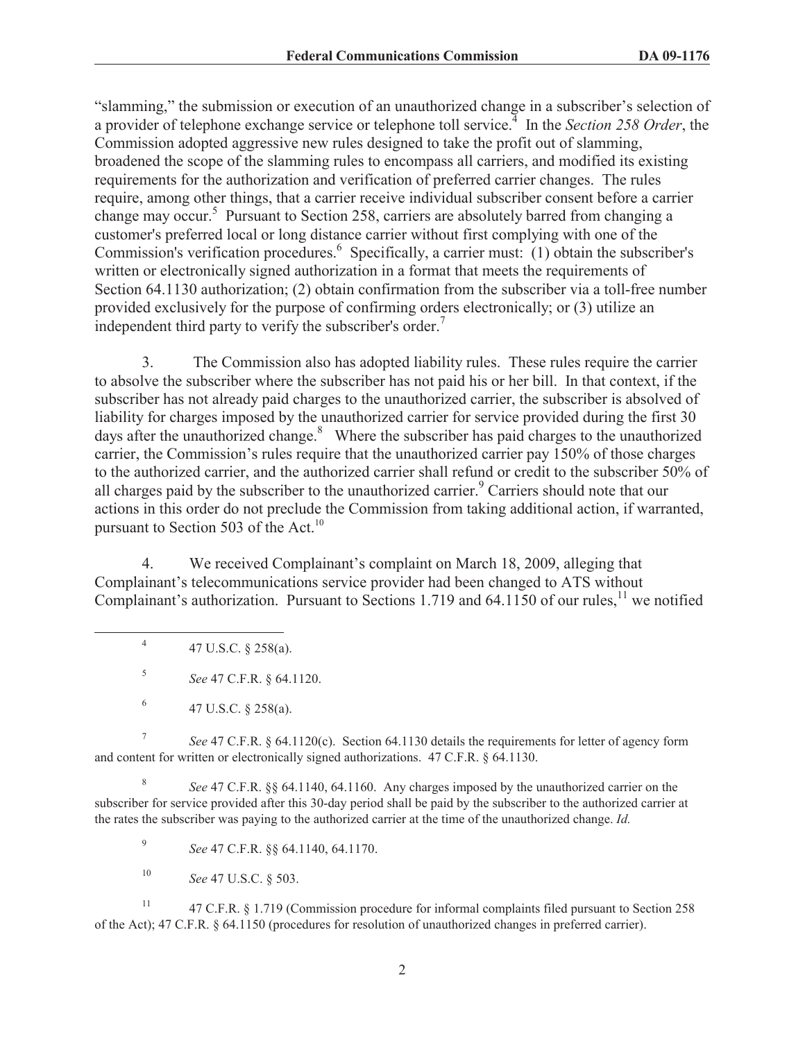"slamming," the submission or execution of an unauthorized change in a subscriber's selection of a provider of telephone exchange service or telephone toll service.[4] In the *Section 258 Order*, the Commission adopted aggressive new rules designed to take the profit out of slamming, broadened the scope of the slamming rules to encompass all carriers, and modified its existing requirements for the authorization and verification of preferred carrier changes. The rules require, among other things, that a carrier receive individual subscriber consent before a carrier change may occur.[5] Pursuant to Section 258, carriers are absolutely barred from changing a customer's preferred local or long distance carrier without first complying with one of the Commission's verification procedures.[6] Specifically, a carrier must: (1) obtain the subscriber's written or electronically signed authorization in a format that meets the requirements of Section 64.1130 authorization; (2) obtain confirmation from the subscriber via a toll-free number provided exclusively for the purpose of confirming orders electronically; or (3) utilize an independent third party to verify the subscriber's order.[7]

3. The Commission also has adopted liability rules. These rules require the carrier to absolve the subscriber where the subscriber has not paid his or her bill. In that context, if the subscriber has not already paid charges to the unauthorized carrier, the subscriber is absolved of liability for charges imposed by the unauthorized carrier for service provided during the first 30 days after the unauthorized change.[8] Where the subscriber has paid charges to the unauthorized carrier, the Commission's rules require that the unauthorized carrier pay 150% of those charges to the authorized carrier, and the authorized carrier shall refund or credit to the subscriber 50% of all charges paid by the subscriber to the unauthorized carrier.[9] Carriers should note that our actions in this order do not preclude the Commission from taking additional action, if warranted, pursuant to Section 503 of the Act.[10]

4. We received Complainant's complaint on March 18, 2009, alleging that Complainant's telecommunications service provider had been changed to ATS without Complainant's authorization. Pursuant to Sections 1.719 and 64.1150 of our rules,[11] we notified

---

[4] 47 U.S.C. § 258(a).

[5] *See* 47 C.F.R. § 64.1120.

[6] 47 U.S.C. § 258(a).

[7] *See* 47 C.F.R. § 64.1120(c). Section 64.1130 details the requirements for letter of agency form and content for written or electronically signed authorizations. 47 C.F.R. § 64.1130.

[8] *See* 47 C.F.R. §§ 64.1140, 64.1160. Any charges imposed by the unauthorized carrier on the subscriber for service provided after this 30-day period shall be paid by the subscriber to the authorized carrier at the rates the subscriber was paying to the authorized carrier at the time of the unauthorized change. *Id.*

[9] *See* 47 C.F.R. §§ 64.1140, 64.1170.

[10] *See* 47 U.S.C. § 503.

[11] 47 C.F.R. § 1.719 (Commission procedure for informal complaints filed pursuant to Section 258 of the Act); 47 C.F.R. § 64.1150 (procedures for resolution of unauthorized changes in preferred carrier).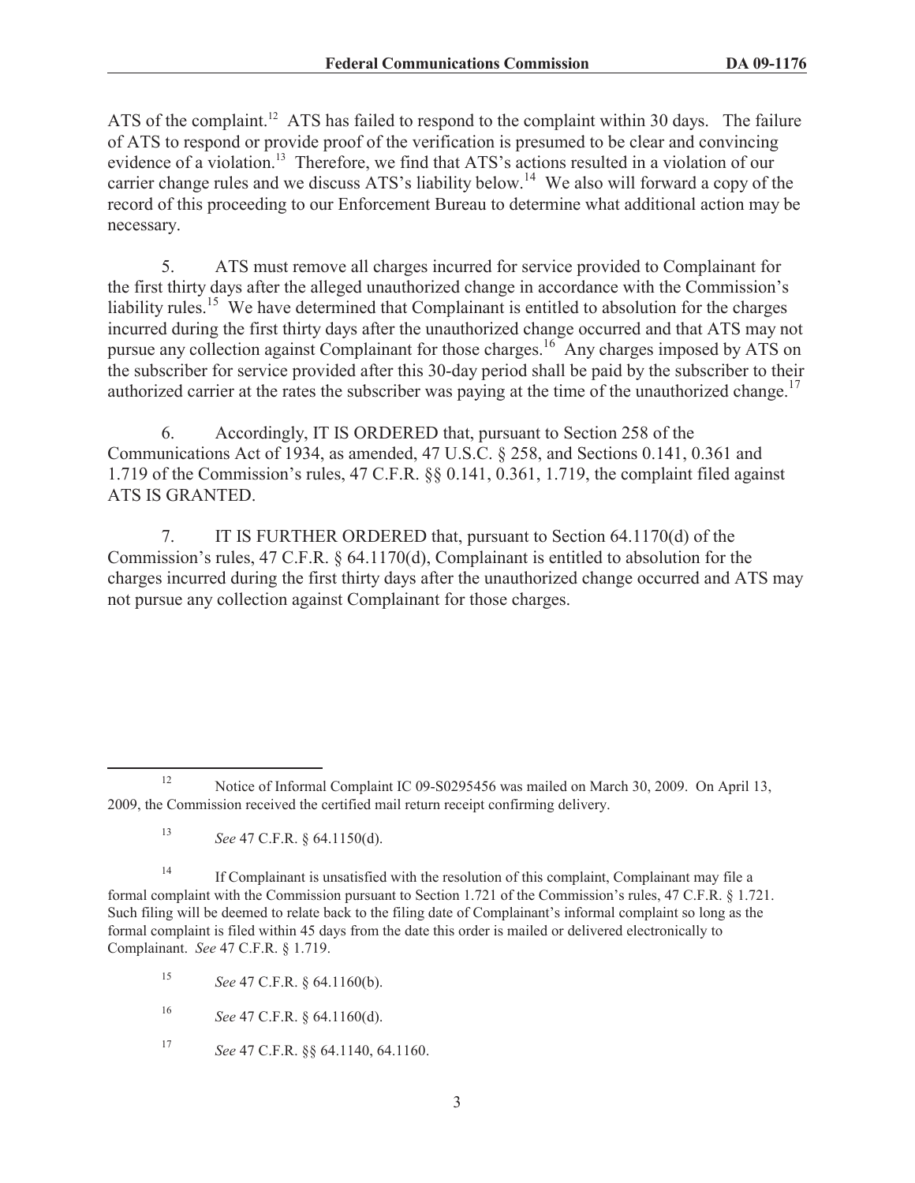ATS of the complaint.[12] ATS has failed to respond to the complaint within 30 days. The failure of ATS to respond or provide proof of the verification is presumed to be clear and convincing evidence of a violation.[13] Therefore, we find that ATS's actions resulted in a violation of our carrier change rules and we discuss ATS's liability below.[14] We also will forward a copy of the record of this proceeding to our Enforcement Bureau to determine what additional action may be necessary.

5. ATS must remove all charges incurred for service provided to Complainant for the first thirty days after the alleged unauthorized change in accordance with the Commission's liability rules.[15] We have determined that Complainant is entitled to absolution for the charges incurred during the first thirty days after the unauthorized change occurred and that ATS may not pursue any collection against Complainant for those charges.[16] Any charges imposed by ATS on the subscriber for service provided after this 30-day period shall be paid by the subscriber to their authorized carrier at the rates the subscriber was paying at the time of the unauthorized change.[17]

6. Accordingly, IT IS ORDERED that, pursuant to Section 258 of the Communications Act of 1934, as amended, 47 U.S.C. § 258, and Sections 0.141, 0.361 and 1.719 of the Commission's rules, 47 C.F.R. §§ 0.141, 0.361, 1.719, the complaint filed against ATS IS GRANTED.

7. IT IS FURTHER ORDERED that, pursuant to Section 64.1170(d) of the Commission's rules, 47 C.F.R. § 64.1170(d), Complainant is entitled to absolution for the charges incurred during the first thirty days after the unauthorized change occurred and ATS may not pursue any collection against Complainant for those charges.

---

[12] Notice of Informal Complaint IC 09-S0295456 was mailed on March 30, 2009. On April 13, 2009, the Commission received the certified mail return receipt confirming delivery.

[13] *See* 47 C.F.R. § 64.1150(d).

[14] If Complainant is unsatisfied with the resolution of this complaint, Complainant may file a formal complaint with the Commission pursuant to Section 1.721 of the Commission's rules, 47 C.F.R. § 1.721. Such filing will be deemed to relate back to the filing date of Complainant's informal complaint so long as the formal complaint is filed within 45 days from the date this order is mailed or delivered electronically to Complainant. *See* 47 C.F.R. § 1.719.

[15] *See* 47 C.F.R. § 64.1160(b).

[16] *See* 47 C.F.R. § 64.1160(d).

[17] *See* 47 C.F.R. §§ 64.1140, 64.1160.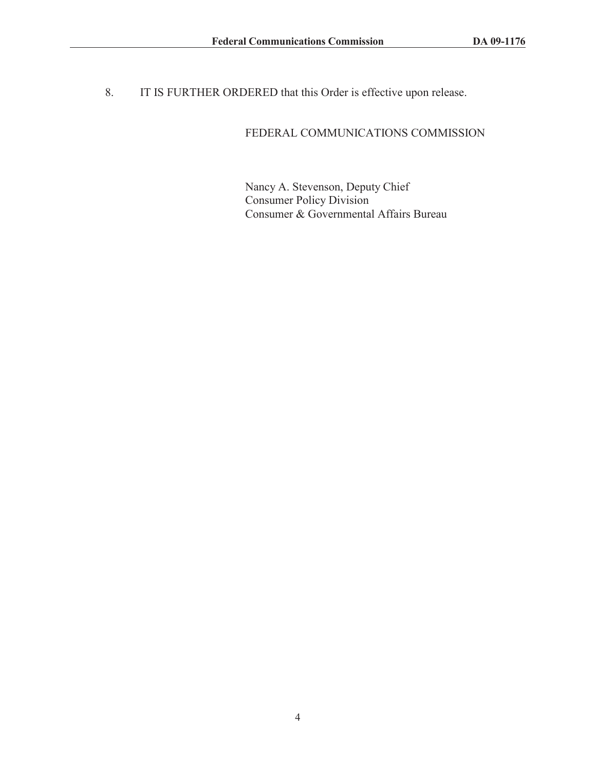8. IT IS FURTHER ORDERED that this Order is effective upon release.

FEDERAL COMMUNICATIONS COMMISSION

Nancy A. Stevenson, Deputy Chief
Consumer Policy Division
Consumer & Governmental Affairs Bureau